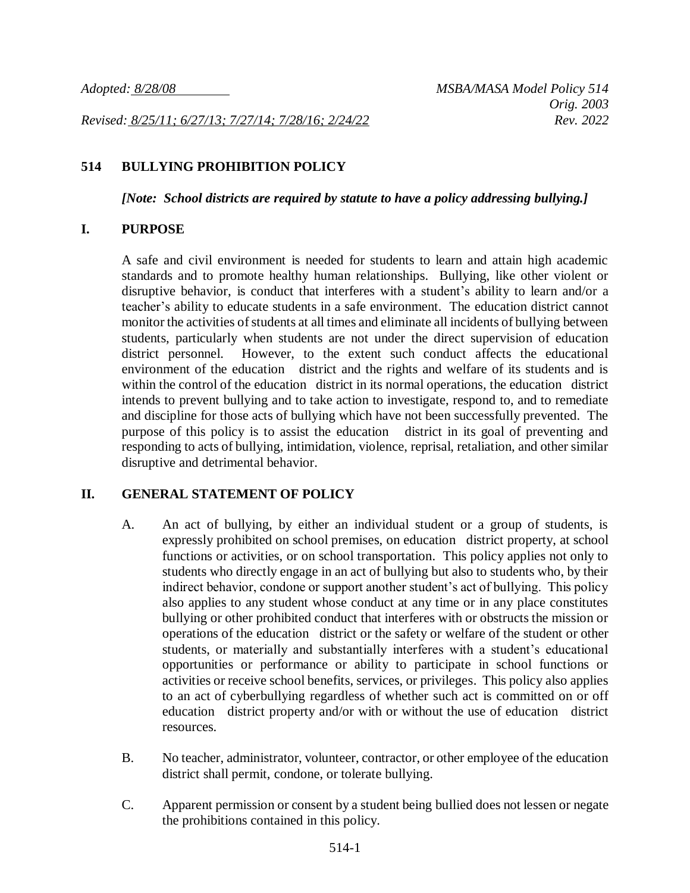*Adopted: 8/28/08* *MSBA/MASA Model Policy 514*
*Orig. 2003*
*Revised: 8/25/11; 6/27/13; 7/27/14; 7/28/16; 2/24/22* *Rev. 2022*

# 514 BULLYING PROHIBITION POLICY

***[Note: School districts are required by statute to have a policy addressing bullying.]***

## I. PURPOSE

A safe and civil environment is needed for students to learn and attain high academic standards and to promote healthy human relationships. Bullying, like other violent or disruptive behavior, is conduct that interferes with a student's ability to learn and/or a teacher's ability to educate students in a safe environment. The education district cannot monitor the activities of students at all times and eliminate all incidents of bullying between students, particularly when students are not under the direct supervision of education district personnel. However, to the extent such conduct affects the educational environment of the education district and the rights and welfare of its students and is within the control of the education district in its normal operations, the education district intends to prevent bullying and to take action to investigate, respond to, and to remediate and discipline for those acts of bullying which have not been successfully prevented. The purpose of this policy is to assist the education district in its goal of preventing and responding to acts of bullying, intimidation, violence, reprisal, retaliation, and other similar disruptive and detrimental behavior.

## II. GENERAL STATEMENT OF POLICY

A. An act of bullying, by either an individual student or a group of students, is expressly prohibited on school premises, on education district property, at school functions or activities, or on school transportation. This policy applies not only to students who directly engage in an act of bullying but also to students who, by their indirect behavior, condone or support another student's act of bullying. This policy also applies to any student whose conduct at any time or in any place constitutes bullying or other prohibited conduct that interferes with or obstructs the mission or operations of the education district or the safety or welfare of the student or other students, or materially and substantially interferes with a student's educational opportunities or performance or ability to participate in school functions or activities or receive school benefits, services, or privileges. This policy also applies to an act of cyberbullying regardless of whether such act is committed on or off education district property and/or with or without the use of education district resources.

B. No teacher, administrator, volunteer, contractor, or other employee of the education district shall permit, condone, or tolerate bullying.

C. Apparent permission or consent by a student being bullied does not lessen or negate the prohibitions contained in this policy.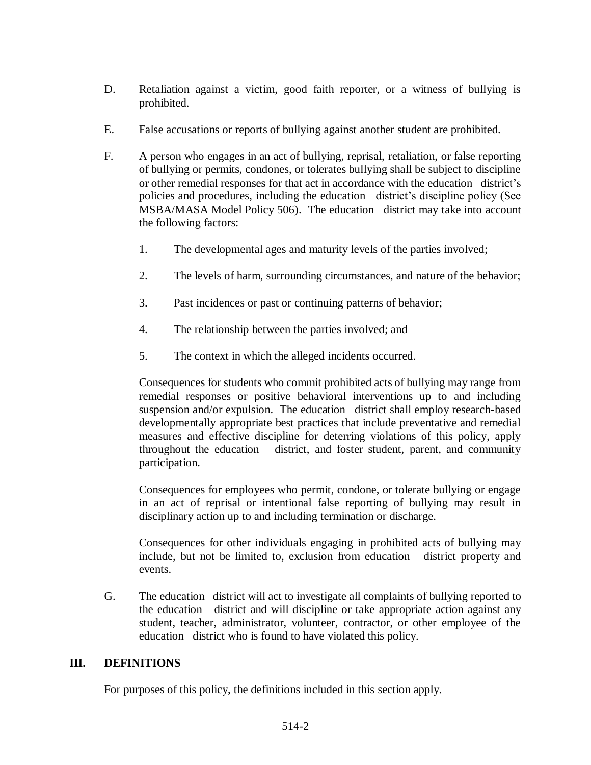D. Retaliation against a victim, good faith reporter, or a witness of bullying is prohibited.

E. False accusations or reports of bullying against another student are prohibited.

F. A person who engages in an act of bullying, reprisal, retaliation, or false reporting of bullying or permits, condones, or tolerates bullying shall be subject to discipline or other remedial responses for that act in accordance with the education district's policies and procedures, including the education district's discipline policy (See MSBA/MASA Model Policy 506). The education district may take into account the following factors:

   1. The developmental ages and maturity levels of the parties involved;

   2. The levels of harm, surrounding circumstances, and nature of the behavior;

   3. Past incidences or past or continuing patterns of behavior;

   4. The relationship between the parties involved; and

   5. The context in which the alleged incidents occurred.

   Consequences for students who commit prohibited acts of bullying may range from remedial responses or positive behavioral interventions up to and including suspension and/or expulsion. The education district shall employ research-based developmentally appropriate best practices that include preventative and remedial measures and effective discipline for deterring violations of this policy, apply throughout the education district, and foster student, parent, and community participation.

   Consequences for employees who permit, condone, or tolerate bullying or engage in an act of reprisal or intentional false reporting of bullying may result in disciplinary action up to and including termination or discharge.

   Consequences for other individuals engaging in prohibited acts of bullying may include, but not be limited to, exclusion from education district property and events.

G. The education district will act to investigate all complaints of bullying reported to the education district and will discipline or take appropriate action against any student, teacher, administrator, volunteer, contractor, or other employee of the education district who is found to have violated this policy.

## III. DEFINITIONS

For purposes of this policy, the definitions included in this section apply.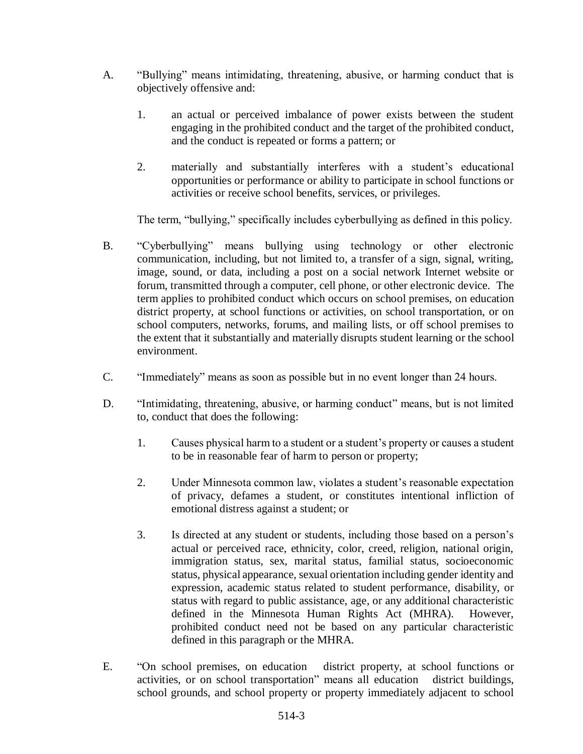A. "Bullying" means intimidating, threatening, abusive, or harming conduct that is objectively offensive and:

   1. an actual or perceived imbalance of power exists between the student engaging in the prohibited conduct and the target of the prohibited conduct, and the conduct is repeated or forms a pattern; or

   2. materially and substantially interferes with a student's educational opportunities or performance or ability to participate in school functions or activities or receive school benefits, services, or privileges.

   The term, "bullying," specifically includes cyberbullying as defined in this policy.

B. "Cyberbullying" means bullying using technology or other electronic communication, including, but not limited to, a transfer of a sign, signal, writing, image, sound, or data, including a post on a social network Internet website or forum, transmitted through a computer, cell phone, or other electronic device. The term applies to prohibited conduct which occurs on school premises, on education district property, at school functions or activities, on school transportation, or on school computers, networks, forums, and mailing lists, or off school premises to the extent that it substantially and materially disrupts student learning or the school environment.

C. "Immediately" means as soon as possible but in no event longer than 24 hours.

D. "Intimidating, threatening, abusive, or harming conduct" means, but is not limited to, conduct that does the following:

   1. Causes physical harm to a student or a student's property or causes a student to be in reasonable fear of harm to person or property;

   2. Under Minnesota common law, violates a student's reasonable expectation of privacy, defames a student, or constitutes intentional infliction of emotional distress against a student; or

   3. Is directed at any student or students, including those based on a person's actual or perceived race, ethnicity, color, creed, religion, national origin, immigration status, sex, marital status, familial status, socioeconomic status, physical appearance, sexual orientation including gender identity and expression, academic status related to student performance, disability, or status with regard to public assistance, age, or any additional characteristic defined in the Minnesota Human Rights Act (MHRA). However, prohibited conduct need not be based on any particular characteristic defined in this paragraph or the MHRA.

E. "On school premises, on education district property, at school functions or activities, or on school transportation" means all education district buildings, school grounds, and school property or property immediately adjacent to school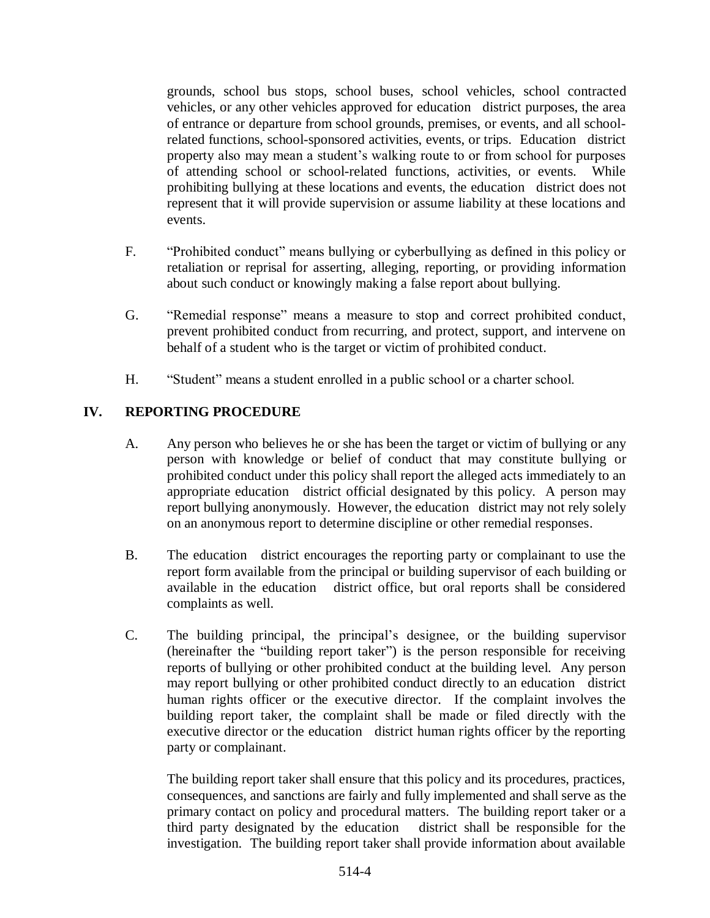grounds, school bus stops, school buses, school vehicles, school contracted vehicles, or any other vehicles approved for education district purposes, the area of entrance or departure from school grounds, premises, or events, and all school-related functions, school-sponsored activities, events, or trips. Education district property also may mean a student's walking route to or from school for purposes of attending school or school-related functions, activities, or events. While prohibiting bullying at these locations and events, the education district does not represent that it will provide supervision or assume liability at these locations and events.

F. "Prohibited conduct" means bullying or cyberbullying as defined in this policy or retaliation or reprisal for asserting, alleging, reporting, or providing information about such conduct or knowingly making a false report about bullying.

G. "Remedial response" means a measure to stop and correct prohibited conduct, prevent prohibited conduct from recurring, and protect, support, and intervene on behalf of a student who is the target or victim of prohibited conduct.

H. "Student" means a student enrolled in a public school or a charter school.

## IV. REPORTING PROCEDURE

A. Any person who believes he or she has been the target or victim of bullying or any person with knowledge or belief of conduct that may constitute bullying or prohibited conduct under this policy shall report the alleged acts immediately to an appropriate education district official designated by this policy. A person may report bullying anonymously. However, the education district may not rely solely on an anonymous report to determine discipline or other remedial responses.

B. The education district encourages the reporting party or complainant to use the report form available from the principal or building supervisor of each building or available in the education district office, but oral reports shall be considered complaints as well.

C. The building principal, the principal's designee, or the building supervisor (hereinafter the "building report taker") is the person responsible for receiving reports of bullying or other prohibited conduct at the building level. Any person may report bullying or other prohibited conduct directly to an education district human rights officer or the executive director. If the complaint involves the building report taker, the complaint shall be made or filed directly with the executive director or the education district human rights officer by the reporting party or complainant.

The building report taker shall ensure that this policy and its procedures, practices, consequences, and sanctions are fairly and fully implemented and shall serve as the primary contact on policy and procedural matters. The building report taker or a third party designated by the education district shall be responsible for the investigation. The building report taker shall provide information about available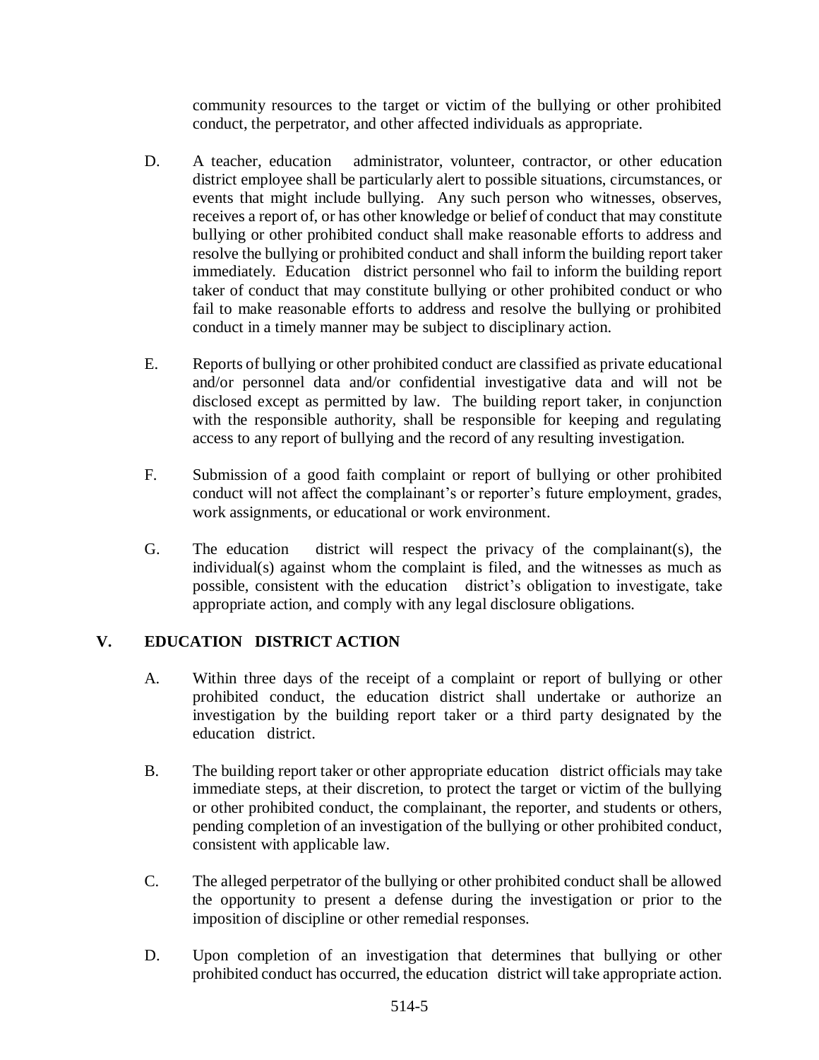community resources to the target or victim of the bullying or other prohibited conduct, the perpetrator, and other affected individuals as appropriate.

D. A teacher, education administrator, volunteer, contractor, or other education district employee shall be particularly alert to possible situations, circumstances, or events that might include bullying. Any such person who witnesses, observes, receives a report of, or has other knowledge or belief of conduct that may constitute bullying or other prohibited conduct shall make reasonable efforts to address and resolve the bullying or prohibited conduct and shall inform the building report taker immediately. Education district personnel who fail to inform the building report taker of conduct that may constitute bullying or other prohibited conduct or who fail to make reasonable efforts to address and resolve the bullying or prohibited conduct in a timely manner may be subject to disciplinary action.

E. Reports of bullying or other prohibited conduct are classified as private educational and/or personnel data and/or confidential investigative data and will not be disclosed except as permitted by law. The building report taker, in conjunction with the responsible authority, shall be responsible for keeping and regulating access to any report of bullying and the record of any resulting investigation.

F. Submission of a good faith complaint or report of bullying or other prohibited conduct will not affect the complainant's or reporter's future employment, grades, work assignments, or educational or work environment.

G. The education district will respect the privacy of the complainant(s), the individual(s) against whom the complaint is filed, and the witnesses as much as possible, consistent with the education district's obligation to investigate, take appropriate action, and comply with any legal disclosure obligations.

## V. EDUCATION DISTRICT ACTION

A. Within three days of the receipt of a complaint or report of bullying or other prohibited conduct, the education district shall undertake or authorize an investigation by the building report taker or a third party designated by the education district.

B. The building report taker or other appropriate education district officials may take immediate steps, at their discretion, to protect the target or victim of the bullying or other prohibited conduct, the complainant, the reporter, and students or others, pending completion of an investigation of the bullying or other prohibited conduct, consistent with applicable law.

C. The alleged perpetrator of the bullying or other prohibited conduct shall be allowed the opportunity to present a defense during the investigation or prior to the imposition of discipline or other remedial responses.

D. Upon completion of an investigation that determines that bullying or other prohibited conduct has occurred, the education district will take appropriate action.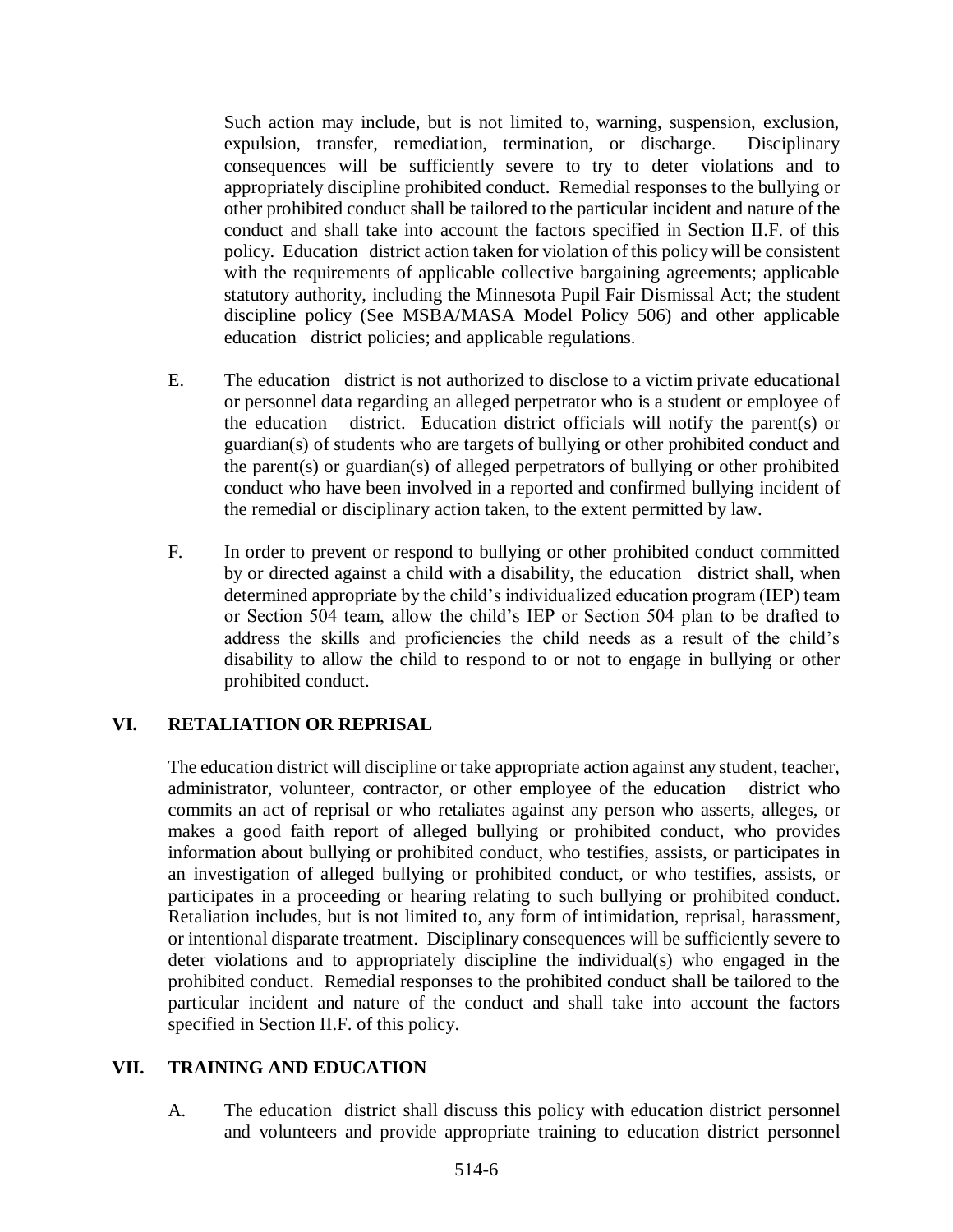Such action may include, but is not limited to, warning, suspension, exclusion, expulsion, transfer, remediation, termination, or discharge. Disciplinary consequences will be sufficiently severe to try to deter violations and to appropriately discipline prohibited conduct. Remedial responses to the bullying or other prohibited conduct shall be tailored to the particular incident and nature of the conduct and shall take into account the factors specified in Section II.F. of this policy. Education district action taken for violation of this policy will be consistent with the requirements of applicable collective bargaining agreements; applicable statutory authority, including the Minnesota Pupil Fair Dismissal Act; the student discipline policy (See MSBA/MASA Model Policy 506) and other applicable education district policies; and applicable regulations.

E. The education district is not authorized to disclose to a victim private educational or personnel data regarding an alleged perpetrator who is a student or employee of the education district. Education district officials will notify the parent(s) or guardian(s) of students who are targets of bullying or other prohibited conduct and the parent(s) or guardian(s) of alleged perpetrators of bullying or other prohibited conduct who have been involved in a reported and confirmed bullying incident of the remedial or disciplinary action taken, to the extent permitted by law.

F. In order to prevent or respond to bullying or other prohibited conduct committed by or directed against a child with a disability, the education district shall, when determined appropriate by the child's individualized education program (IEP) team or Section 504 team, allow the child's IEP or Section 504 plan to be drafted to address the skills and proficiencies the child needs as a result of the child's disability to allow the child to respond to or not to engage in bullying or other prohibited conduct.

## VI. RETALIATION OR REPRISAL

The education district will discipline or take appropriate action against any student, teacher, administrator, volunteer, contractor, or other employee of the education district who commits an act of reprisal or who retaliates against any person who asserts, alleges, or makes a good faith report of alleged bullying or prohibited conduct, who provides information about bullying or prohibited conduct, who testifies, assists, or participates in an investigation of alleged bullying or prohibited conduct, or who testifies, assists, or participates in a proceeding or hearing relating to such bullying or prohibited conduct. Retaliation includes, but is not limited to, any form of intimidation, reprisal, harassment, or intentional disparate treatment. Disciplinary consequences will be sufficiently severe to deter violations and to appropriately discipline the individual(s) who engaged in the prohibited conduct. Remedial responses to the prohibited conduct shall be tailored to the particular incident and nature of the conduct and shall take into account the factors specified in Section II.F. of this policy.

## VII. TRAINING AND EDUCATION

A. The education district shall discuss this policy with education district personnel and volunteers and provide appropriate training to education district personnel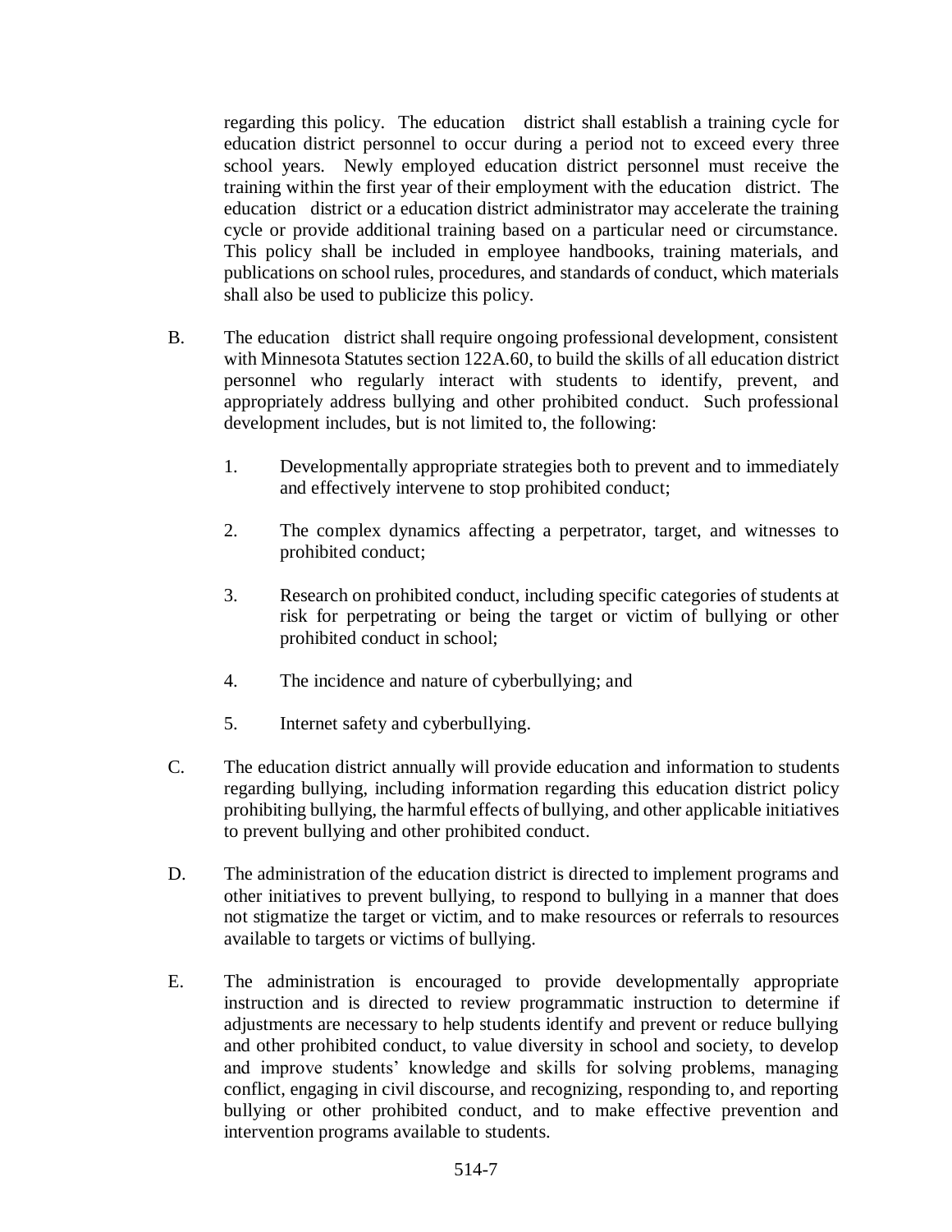regarding this policy. The education district shall establish a training cycle for education district personnel to occur during a period not to exceed every three school years. Newly employed education district personnel must receive the training within the first year of their employment with the education district. The education district or a education district administrator may accelerate the training cycle or provide additional training based on a particular need or circumstance. This policy shall be included in employee handbooks, training materials, and publications on school rules, procedures, and standards of conduct, which materials shall also be used to publicize this policy.

B. The education district shall require ongoing professional development, consistent with Minnesota Statutes section 122A.60, to build the skills of all education district personnel who regularly interact with students to identify, prevent, and appropriately address bullying and other prohibited conduct. Such professional development includes, but is not limited to, the following:

   1. Developmentally appropriate strategies both to prevent and to immediately and effectively intervene to stop prohibited conduct;

   2. The complex dynamics affecting a perpetrator, target, and witnesses to prohibited conduct;

   3. Research on prohibited conduct, including specific categories of students at risk for perpetrating or being the target or victim of bullying or other prohibited conduct in school;

   4. The incidence and nature of cyberbullying; and

   5. Internet safety and cyberbullying.

C. The education district annually will provide education and information to students regarding bullying, including information regarding this education district policy prohibiting bullying, the harmful effects of bullying, and other applicable initiatives to prevent bullying and other prohibited conduct.

D. The administration of the education district is directed to implement programs and other initiatives to prevent bullying, to respond to bullying in a manner that does not stigmatize the target or victim, and to make resources or referrals to resources available to targets or victims of bullying.

E. The administration is encouraged to provide developmentally appropriate instruction and is directed to review programmatic instruction to determine if adjustments are necessary to help students identify and prevent or reduce bullying and other prohibited conduct, to value diversity in school and society, to develop and improve students' knowledge and skills for solving problems, managing conflict, engaging in civil discourse, and recognizing, responding to, and reporting bullying or other prohibited conduct, and to make effective prevention and intervention programs available to students.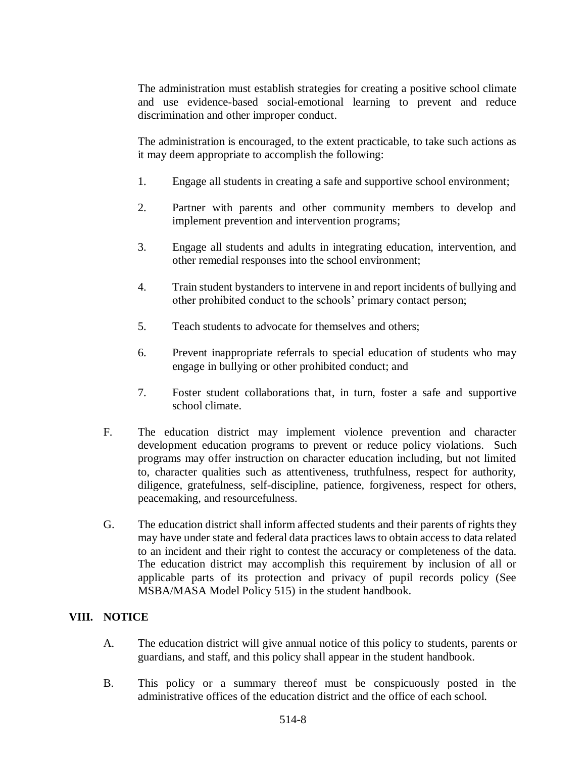The administration must establish strategies for creating a positive school climate and use evidence-based social-emotional learning to prevent and reduce discrimination and other improper conduct.

The administration is encouraged, to the extent practicable, to take such actions as it may deem appropriate to accomplish the following:

1. Engage all students in creating a safe and supportive school environment;

2. Partner with parents and other community members to develop and implement prevention and intervention programs;

3. Engage all students and adults in integrating education, intervention, and other remedial responses into the school environment;

4. Train student bystanders to intervene in and report incidents of bullying and other prohibited conduct to the schools' primary contact person;

5. Teach students to advocate for themselves and others;

6. Prevent inappropriate referrals to special education of students who may engage in bullying or other prohibited conduct; and

7. Foster student collaborations that, in turn, foster a safe and supportive school climate.

F. The education district may implement violence prevention and character development education programs to prevent or reduce policy violations. Such programs may offer instruction on character education including, but not limited to, character qualities such as attentiveness, truthfulness, respect for authority, diligence, gratefulness, self-discipline, patience, forgiveness, respect for others, peacemaking, and resourcefulness.

G. The education district shall inform affected students and their parents of rights they may have under state and federal data practices laws to obtain access to data related to an incident and their right to contest the accuracy or completeness of the data. The education district may accomplish this requirement by inclusion of all or applicable parts of its protection and privacy of pupil records policy (See MSBA/MASA Model Policy 515) in the student handbook.

## VIII. NOTICE

A. The education district will give annual notice of this policy to students, parents or guardians, and staff, and this policy shall appear in the student handbook.

B. This policy or a summary thereof must be conspicuously posted in the administrative offices of the education district and the office of each school.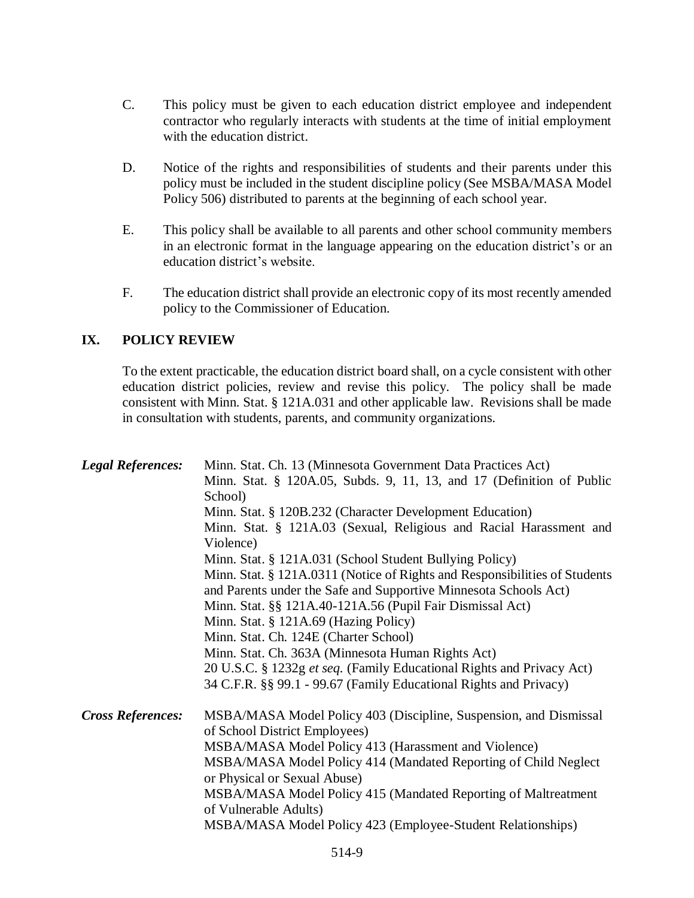C. This policy must be given to each education district employee and independent contractor who regularly interacts with students at the time of initial employment with the education district.

D. Notice of the rights and responsibilities of students and their parents under this policy must be included in the student discipline policy (See MSBA/MASA Model Policy 506) distributed to parents at the beginning of each school year.

E. This policy shall be available to all parents and other school community members in an electronic format in the language appearing on the education district's or an education district's website.

F. The education district shall provide an electronic copy of its most recently amended policy to the Commissioner of Education.

## IX. POLICY REVIEW

To the extent practicable, the education district board shall, on a cycle consistent with other education district policies, review and revise this policy. The policy shall be made consistent with Minn. Stat. § 121A.031 and other applicable law. Revisions shall be made in consultation with students, parents, and community organizations.

***Legal References:***
Minn. Stat. Ch. 13 (Minnesota Government Data Practices Act)
Minn. Stat. § 120A.05, Subds. 9, 11, 13, and 17 (Definition of Public School)
Minn. Stat. § 120B.232 (Character Development Education)
Minn. Stat. § 121A.03 (Sexual, Religious and Racial Harassment and Violence)
Minn. Stat. § 121A.031 (School Student Bullying Policy)
Minn. Stat. § 121A.0311 (Notice of Rights and Responsibilities of Students and Parents under the Safe and Supportive Minnesota Schools Act)
Minn. Stat. §§ 121A.40-121A.56 (Pupil Fair Dismissal Act)
Minn. Stat. § 121A.69 (Hazing Policy)
Minn. Stat. Ch. 124E (Charter School)
Minn. Stat. Ch. 363A (Minnesota Human Rights Act)
20 U.S.C. § 1232g *et seq.* (Family Educational Rights and Privacy Act)
34 C.F.R. §§ 99.1 - 99.67 (Family Educational Rights and Privacy)

***Cross References:***
MSBA/MASA Model Policy 403 (Discipline, Suspension, and Dismissal of School District Employees)
MSBA/MASA Model Policy 413 (Harassment and Violence)
MSBA/MASA Model Policy 414 (Mandated Reporting of Child Neglect or Physical or Sexual Abuse)
MSBA/MASA Model Policy 415 (Mandated Reporting of Maltreatment of Vulnerable Adults)
MSBA/MASA Model Policy 423 (Employee-Student Relationships)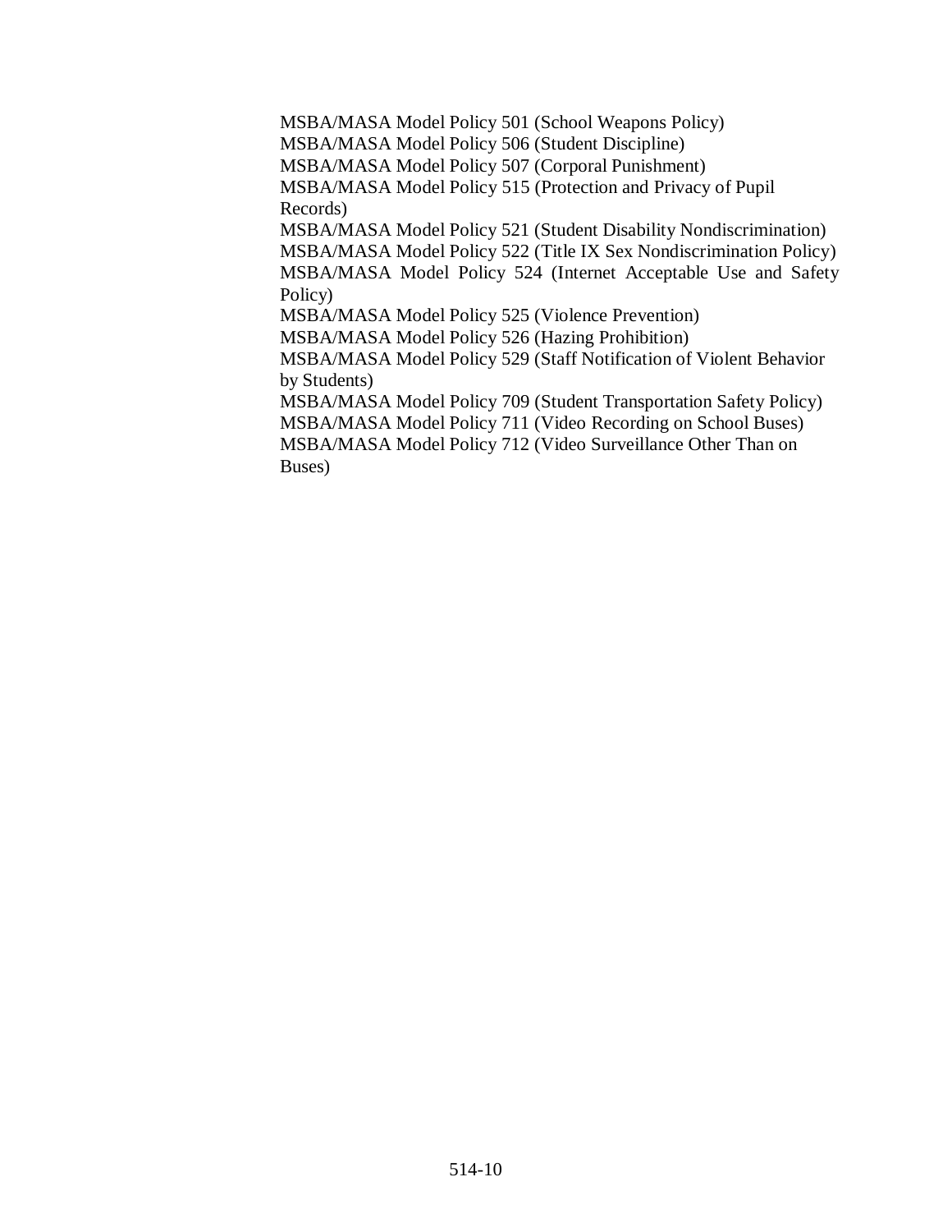MSBA/MASA Model Policy 501 (School Weapons Policy)
MSBA/MASA Model Policy 506 (Student Discipline)
MSBA/MASA Model Policy 507 (Corporal Punishment)
MSBA/MASA Model Policy 515 (Protection and Privacy of Pupil Records)
MSBA/MASA Model Policy 521 (Student Disability Nondiscrimination)
MSBA/MASA Model Policy 522 (Title IX Sex Nondiscrimination Policy)
MSBA/MASA Model Policy 524 (Internet Acceptable Use and Safety Policy)
MSBA/MASA Model Policy 525 (Violence Prevention)
MSBA/MASA Model Policy 526 (Hazing Prohibition)
MSBA/MASA Model Policy 529 (Staff Notification of Violent Behavior by Students)
MSBA/MASA Model Policy 709 (Student Transportation Safety Policy)
MSBA/MASA Model Policy 711 (Video Recording on School Buses)
MSBA/MASA Model Policy 712 (Video Surveillance Other Than on Buses)